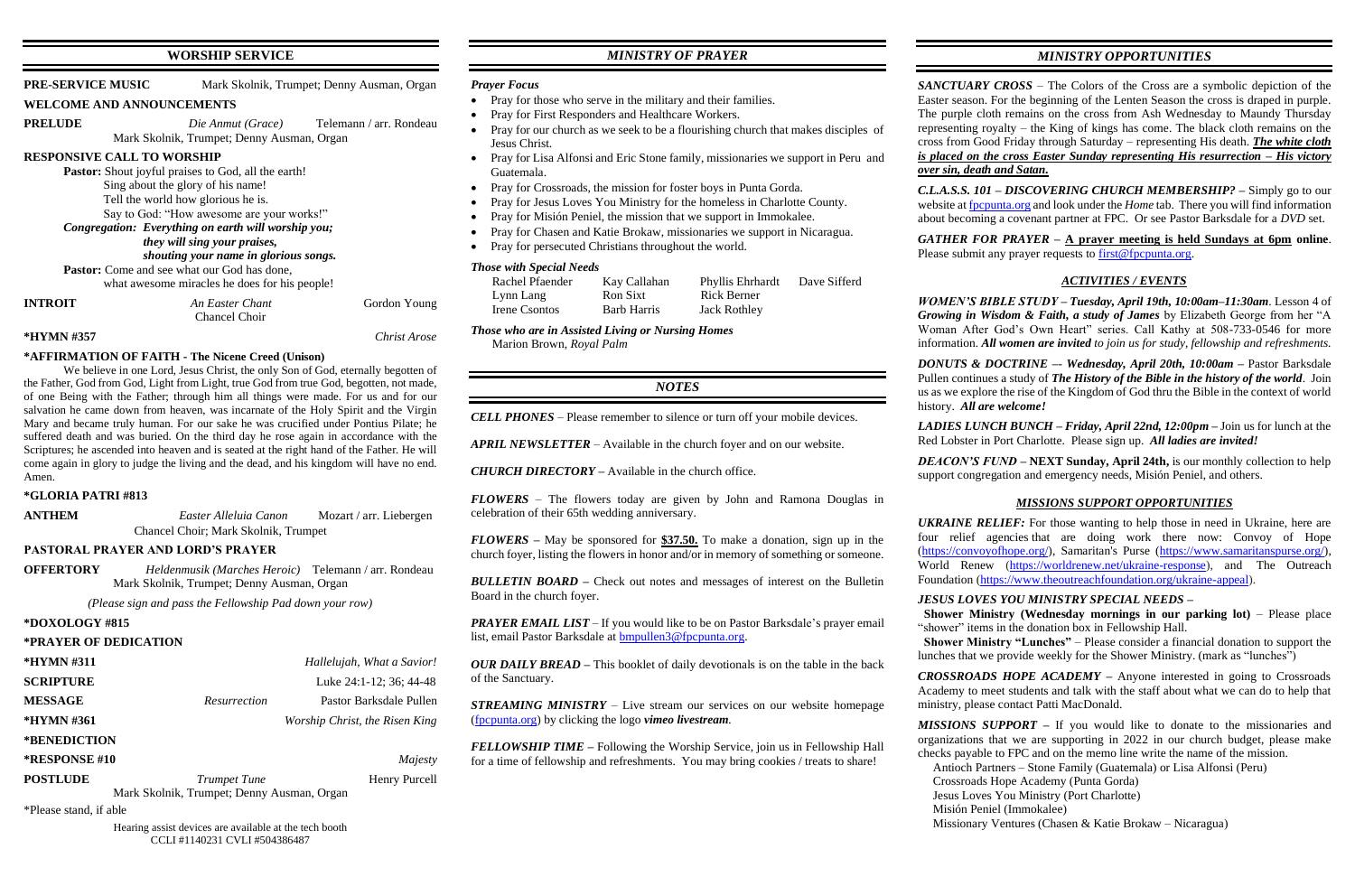# WORSHIP SERVICE

**PRE-SERVICE MUSIC** Mark Skolnik, Trumpet; Denny Ausman, Organ

**WELCOME AND ANNOUNCEMENTS**

**PRELUDE** *Die Anmut (Grace)* Telemann / arr. Rondeau
Mark Skolnik, Trumpet; Denny Ausman, Organ

**RESPONSIVE CALL TO WORSHIP**

**Pastor:** Shout joyful praises to God, all the earth!
Sing about the glory of his name!
Tell the world how glorious he is.
Say to God: "How awesome are your works!"

***Congregation: Everything on earth will worship you;***
***they will sing your praises,***
***shouting your name in glorious songs.***

**Pastor:** Come and see what our God has done,
what awesome miracles he does for his people!

**INTROIT** *An Easter Chant* Gordon Young
Chancel Choir

**\*HYMN #357** *Christ Arose*

**\*AFFIRMATION OF FAITH - The Nicene Creed (Unison)**

We believe in one Lord, Jesus Christ, the only Son of God, eternally begotten of the Father, God from God, Light from Light, true God from true God, begotten, not made, of one Being with the Father; through him all things were made. For us and for our salvation he came down from heaven, was incarnate of the Holy Spirit and the Virgin Mary and became truly human. For our sake he was crucified under Pontius Pilate; he suffered death and was buried. On the third day he rose again in accordance with the Scriptures; he ascended into heaven and is seated at the right hand of the Father. He will come again in glory to judge the living and the dead, and his kingdom will have no end. Amen.

**\*GLORIA PATRI #813**

**ANTHEM** *Easter Alleluia Canon* Mozart / arr. Liebergen
Chancel Choir; Mark Skolnik, Trumpet

**PASTORAL PRAYER AND LORD'S PRAYER**

**OFFERTORY** *Heldenmusik (Marches Heroic)* Telemann / arr. Rondeau
Mark Skolnik, Trumpet; Denny Ausman, Organ

*(Please sign and pass the Fellowship Pad down your row)*

**\*DOXOLOGY #815**

**\*PRAYER OF DEDICATION**

**\*HYMN #311** *Hallelujah, What a Savior!*

**SCRIPTURE** Luke 24:1-12; 36; 44-48

**MESSAGE** *Resurrection* Pastor Barksdale Pullen

**\*HYMN #361** *Worship Christ, the Risen King*

**\*BENEDICTION**

**\*RESPONSE #10** *Majesty*

**POSTLUDE** *Trumpet Tune* Henry Purcell
Mark Skolnik, Trumpet; Denny Ausman, Organ

\*Please stand, if able

Hearing assist devices are available at the tech booth
CCLI #1140231 CVLI #504386487

# *MINISTRY OF PRAYER*

### *Prayer Focus*

- Pray for those who serve in the military and their families.
- Pray for First Responders and Healthcare Workers.
- Pray for our church as we seek to be a flourishing church that makes disciples of Jesus Christ.
- Pray for Lisa Alfonsi and Eric Stone family, missionaries we support in Peru and Guatemala.
- Pray for Crossroads, the mission for foster boys in Punta Gorda.
- Pray for Jesus Loves You Ministry for the homeless in Charlotte County.
- Pray for Misión Peniel, the mission that we support in Immokalee.
- Pray for Chasen and Katie Brokaw, missionaries we support in Nicaragua.
- Pray for persecuted Christians throughout the world.

### *Those with Special Needs*

| | | | |
|---|---|---|---|
| Rachel Pfaender | Kay Callahan | Phyllis Ehrhardt | Dave Sifferd |
| Lynn Lang | Ron Sixt | Rick Berner | |
| Irene Csontos | Barb Harris | Jack Rothley | |

### *Those who are in Assisted Living or Nursing Homes*

Marion Brown, *Royal Palm*

# *NOTES*

***CELL PHONES*** – Please remember to silence or turn off your mobile devices.

***APRIL NEWSLETTER*** – Available in the church foyer and on our website.

***CHURCH DIRECTORY*** – Available in the church office.

***FLOWERS*** – The flowers today are given by John and Ramona Douglas in celebration of their 65th wedding anniversary.

***FLOWERS*** – May be sponsored for **$37.50.** To make a donation, sign up in the church foyer, listing the flowers in honor and/or in memory of something or someone.

***BULLETIN BOARD*** – Check out notes and messages of interest on the Bulletin Board in the church foyer.

***PRAYER EMAIL LIST*** – If you would like to be on Pastor Barksdale's prayer email list, email Pastor Barksdale at bmpullen3@fpcpunta.org.

***OUR DAILY BREAD*** – This booklet of daily devotionals is on the table in the back of the Sanctuary.

***STREAMING MINISTRY*** – Live stream our services on our website homepage (fpcpunta.org) by clicking the logo *vimeo livestream*.

***FELLOWSHIP TIME*** – Following the Worship Service, join us in Fellowship Hall for a time of fellowship and refreshments. You may bring cookies / treats to share!

# *MINISTRY OPPORTUNITIES*

***SANCTUARY CROSS*** – The Colors of the Cross are a symbolic depiction of the Easter season. For the beginning of the Lenten Season the cross is draped in purple. The purple cloth remains on the cross from Ash Wednesday to Maundy Thursday representing royalty – the King of kings has come. The black cloth remains on the cross from Good Friday through Saturday – representing His death. ***The white cloth is placed on the cross Easter Sunday representing His resurrection – His victory over sin, death and Satan.***

***C.L.A.S.S. 101 – DISCOVERING CHURCH MEMBERSHIP?*** – Simply go to our website at fpcpunta.org and look under the *Home* tab. There you will find information about becoming a covenant partner at FPC. Or see Pastor Barksdale for a *DVD* set.

***GATHER FOR PRAYER*** – **A prayer meeting is held Sundays at 6pm online**. Please submit any prayer requests to first@fpcpunta.org.

## *ACTIVITIES / EVENTS*

***WOMEN'S BIBLE STUDY – Tuesday, April 19th, 10:00am–11:30am***. Lesson 4 of ***Growing in Wisdom & Faith, a study of James*** by Elizabeth George from her "A Woman After God's Own Heart" series. Call Kathy at 508-733-0546 for more information. ***All women are invited*** *to join us for study, fellowship and refreshments.*

***DONUTS & DOCTRINE –- Wednesday, April 20th, 10:00am*** – Pastor Barksdale Pullen continues a study of ***The History of the Bible in the history of the world***. Join us as we explore the rise of the Kingdom of God thru the Bible in the context of world history. ***All are welcome!***

***LADIES LUNCH BUNCH – Friday, April 22nd, 12:00pm*** – Join us for lunch at the Red Lobster in Port Charlotte. Please sign up. ***All ladies are invited!***

***DEACON'S FUND*** – **NEXT Sunday, April 24th,** is our monthly collection to help support congregation and emergency needs, Misión Peniel, and others.

## *MISSIONS SUPPORT OPPORTUNITIES*

***UKRAINE RELIEF:*** For those wanting to help those in need in Ukraine, here are four relief agencies that are doing work there now: Convoy of Hope (https://convoyofhope.org/), Samaritan's Purse (https://www.samaritanspurse.org/), World Renew (https://worldrenew.net/ukraine-response), and The Outreach Foundation (https://www.theoutreachfoundation.org/ukraine-appeal).

***JESUS LOVES YOU MINISTRY SPECIAL NEEDS –***

**Shower Ministry (Wednesday mornings in our parking lot)** – Please place "shower" items in the donation box in Fellowship Hall.

**Shower Ministry "Lunches"** – Please consider a financial donation to support the lunches that we provide weekly for the Shower Ministry. (mark as "lunches")

***CROSSROADS HOPE ACADEMY*** – Anyone interested in going to Crossroads Academy to meet students and talk with the staff about what we can do to help that ministry, please contact Patti MacDonald.

***MISSIONS SUPPORT*** – If you would like to donate to the missionaries and organizations that we are supporting in 2022 in our church budget, please make checks payable to FPC and on the memo line write the name of the mission.

Antioch Partners – Stone Family (Guatemala) or Lisa Alfonsi (Peru)
Crossroads Hope Academy (Punta Gorda)
Jesus Loves You Ministry (Port Charlotte)
Misión Peniel (Immokalee)
Missionary Ventures (Chasen & Katie Brokaw – Nicaragua)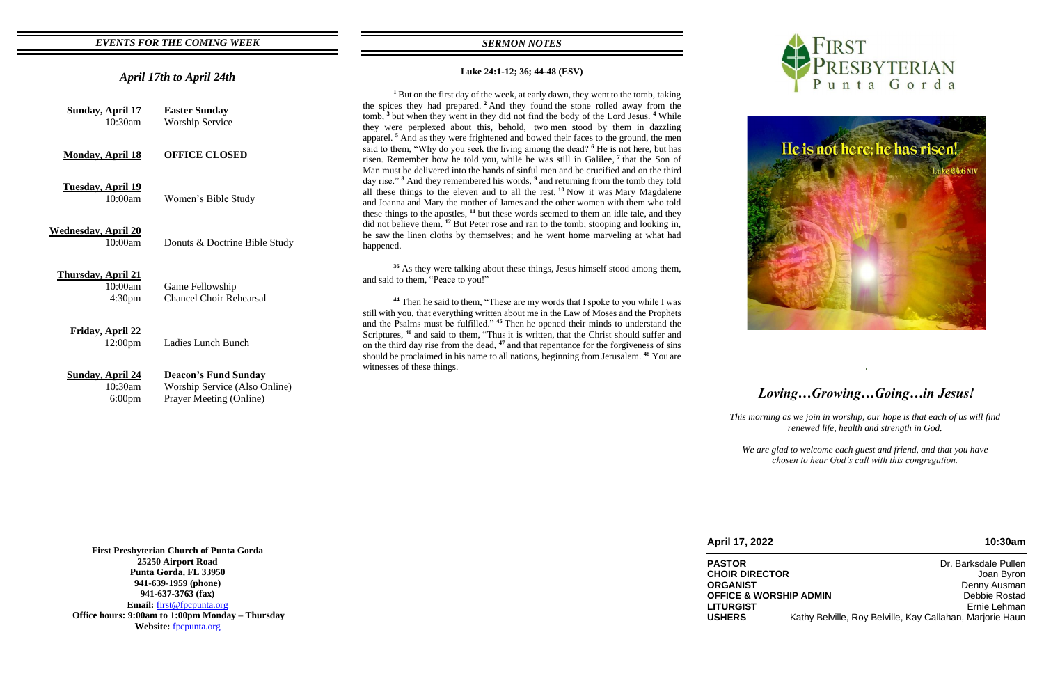## *EVENTS FOR THE COMING WEEK*

### *April 17th to April 24th*

**Sunday, April 17** — **Easter Sunday**
10:30am — Worship Service

**Monday, April 18** — **OFFICE CLOSED**

**Tuesday, April 19**
10:00am — Women's Bible Study

**Wednesday, April 20**
10:00am — Donuts & Doctrine Bible Study

**Thursday, April 21**
10:00am — Game Fellowship
4:30pm — Chancel Choir Rehearsal

**Friday, April 22**
12:00pm — Ladies Lunch Bunch

**Sunday, April 24** — **Deacon's Fund Sunday**
10:30am — Worship Service (Also Online)
6:00pm — Prayer Meeting (Online)

**First Presbyterian Church of Punta Gorda**
**25250 Airport Road**
**Punta Gorda, FL 33950**
**941-639-1959 (phone)**
**941-637-3763 (fax)**
**Email:** first@fpcpunta.org
**Office hours: 9:00am to 1:00pm Monday – Thursday**
**Website:** fpcpunta.org

## *SERMON NOTES*

**Luke 24:1-12; 36; 44-48 (ESV)**

[1] But on the first day of the week, at early dawn, they went to the tomb, taking the spices they had prepared. [2] And they found the stone rolled away from the tomb, [3] but when they went in they did not find the body of the Lord Jesus. [4] While they were perplexed about this, behold, two men stood by them in dazzling apparel. [5] And as they were frightened and bowed their faces to the ground, the men said to them, "Why do you seek the living among the dead? [6] He is not here, but has risen. Remember how he told you, while he was still in Galilee, [7] that the Son of Man must be delivered into the hands of sinful men and be crucified and on the third day rise." [8] And they remembered his words, [9] and returning from the tomb they told all these things to the eleven and to all the rest. [10] Now it was Mary Magdalene and Joanna and Mary the mother of James and the other women with them who told these things to the apostles, [11] but these words seemed to them an idle tale, and they did not believe them. [12] But Peter rose and ran to the tomb; stooping and looking in, he saw the linen cloths by themselves; and he went home marveling at what had happened.

[36] As they were talking about these things, Jesus himself stood among them, and said to them, "Peace to you!"

[44] Then he said to them, "These are my words that I spoke to you while I was still with you, that everything written about me in the Law of Moses and the Prophets and the Psalms must be fulfilled." [45] Then he opened their minds to understand the Scriptures, [46] and said to them, "Thus it is written, that the Christ should suffer and on the third day rise from the dead, [47] and that repentance for the forgiveness of sins should be proclaimed in his name to all nations, beginning from Jerusalem. [48] You are witnesses of these things.

FIRST PRESBYTERIAN
Punta Gorda

He is not here; he has risen!
Luke 24:6 NIV

## *Loving…Growing…Going…in Jesus!*

*This morning as we join in worship, our hope is that each of us will find renewed life, health and strength in God.*

*We are glad to welcome each guest and friend, and that you have chosen to hear God's call with this congregation.*

**April 17, 2022** — **10:30am**

| | |
|---|---|
| **PASTOR** | Dr. Barksdale Pullen |
| **CHOIR DIRECTOR** | Joan Byron |
| **ORGANIST** | Denny Ausman |
| **OFFICE & WORSHIP ADMIN** | Debbie Rostad |
| **LITURGIST** | Ernie Lehman |
| **USHERS** | Kathy Belville, Roy Belville, Kay Callahan, Marjorie Haun |